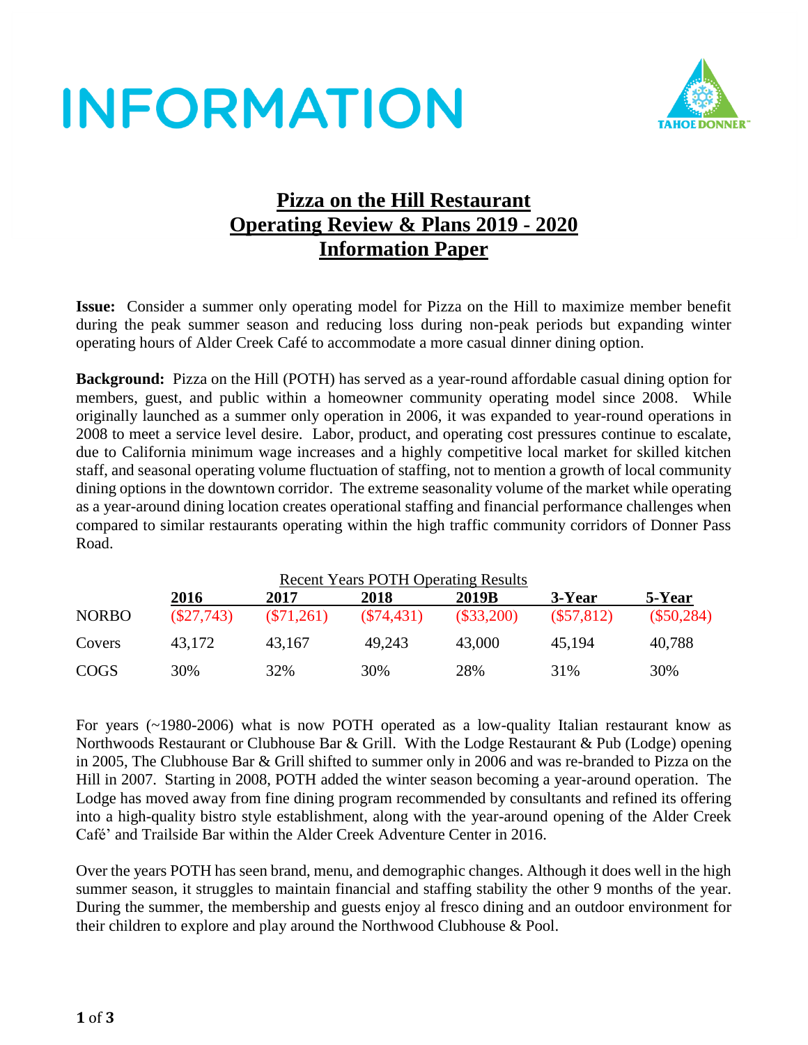# INFORMATION

## Pizza on the Hill Restaurant Operating Review & Plans 2019 - 2020 Information Paper

**Issue:** Consider a summer only operating model for Pizza on the Hill to maximize member benefit during the peak summer season and reducing loss during non-peak periods but expanding winter operating hours of Alder Creek Café to accommodate a more casual dinner dining option.

**Background:** Pizza on the Hill (POTH) has served as a year-round affordable casual dining option for members, guest, and public within a homeowner community operating model since 2008. While originally launched as a summer only operation in 2006, it was expanded to year-round operations in 2008 to meet a service level desire. Labor, product, and operating cost pressures continue to escalate, due to California minimum wage increases and a highly competitive local market for skilled kitchen staff, and seasonal operating volume fluctuation of staffing, not to mention a growth of local community dining options in the downtown corridor. The extreme seasonality volume of the market while operating as a year-around dining location creates operational staffing and financial performance challenges when compared to similar restaurants operating within the high traffic community corridors of Donner Pass Road.

Recent Years POTH Operating Results

| | 2016 | 2017 | 2018 | 2019B | 3-Year | 5-Year |
|---|---|---|---|---|---|---|
| NORBO | ($27,743) | ($71,261) | ($74,431) | ($33,200) | ($57,812) | ($50,284) |
| Covers | 43,172 | 43,167 | 49,243 | 43,000 | 45,194 | 40,788 |
| COGS | 30% | 32% | 30% | 28% | 31% | 30% |

For years (~1980-2006) what is now POTH operated as a low-quality Italian restaurant know as Northwoods Restaurant or Clubhouse Bar & Grill. With the Lodge Restaurant & Pub (Lodge) opening in 2005, The Clubhouse Bar & Grill shifted to summer only in 2006 and was re-branded to Pizza on the Hill in 2007. Starting in 2008, POTH added the winter season becoming a year-around operation. The Lodge has moved away from fine dining program recommended by consultants and refined its offering into a high-quality bistro style establishment, along with the year-around opening of the Alder Creek Café' and Trailside Bar within the Alder Creek Adventure Center in 2016.

Over the years POTH has seen brand, menu, and demographic changes. Although it does well in the high summer season, it struggles to maintain financial and staffing stability the other 9 months of the year. During the summer, the membership and guests enjoy al fresco dining and an outdoor environment for their children to explore and play around the Northwood Clubhouse & Pool.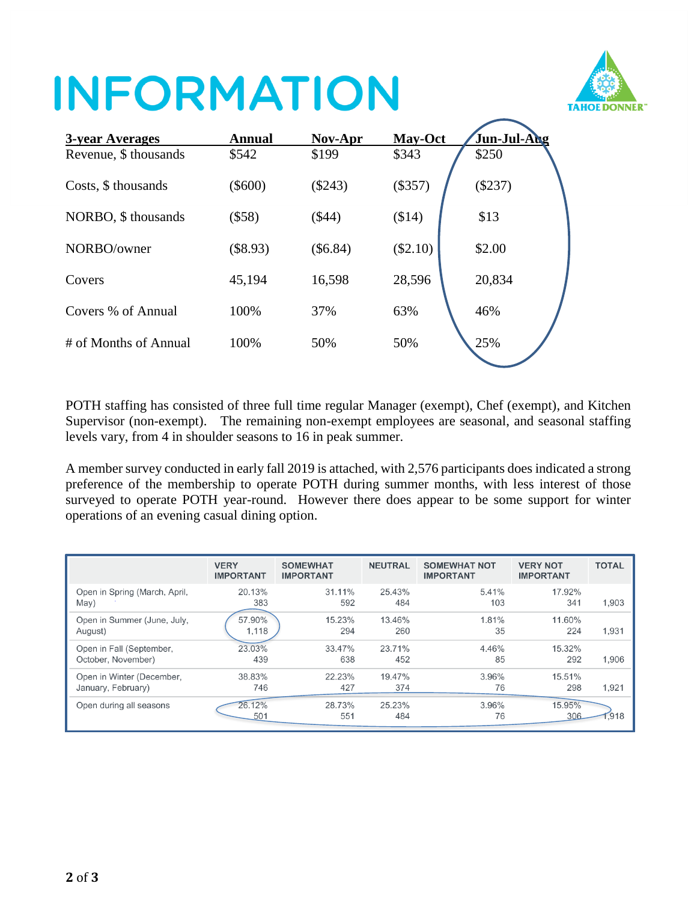# INFORMATION

| 3-year Averages | Annual | Nov-Apr | May-Oct | Jun-Jul-Aug |
|---|---|---|---|---|
| Revenue, $ thousands | $542 | $199 | $343 | $250 |
| Costs, $ thousands | ($600) | ($243) | ($357) | ($237) |
| NORBO, $ thousands | ($58) | ($44) | ($14) | $13 |
| NORBO/owner | ($8.93) | ($6.84) | ($2.10) | $2.00 |
| Covers | 45,194 | 16,598 | 28,596 | 20,834 |
| Covers % of Annual | 100% | 37% | 63% | 46% |
| # of Months of Annual | 100% | 50% | 50% | 25% |

POTH staffing has consisted of three full time regular Manager (exempt), Chef (exempt), and Kitchen Supervisor (non-exempt). The remaining non-exempt employees are seasonal, and seasonal staffing levels vary, from 4 in shoulder seasons to 16 in peak summer.

A member survey conducted in early fall 2019 is attached, with 2,576 participants does indicated a strong preference of the membership to operate POTH during summer months, with less interest of those surveyed to operate POTH year-round. However there does appear to be some support for winter operations of an evening casual dining option.

| | VERY IMPORTANT | SOMEWHAT IMPORTANT | NEUTRAL | SOMEWHAT NOT IMPORTANT | VERY NOT IMPORTANT | TOTAL |
|---|---|---|---|---|---|---|
| Open in Spring (March, April, May) | 20.13% 383 | 31.11% 592 | 25.43% 484 | 5.41% 103 | 17.92% 341 | 1,903 |
| Open in Summer (June, July, August) | 57.90% 1,118 | 15.23% 294 | 13.46% 260 | 1.81% 35 | 11.60% 224 | 1,931 |
| Open in Fall (September, October, November) | 23.03% 439 | 33.47% 638 | 23.71% 452 | 4.46% 85 | 15.32% 292 | 1,906 |
| Open in Winter (December, January, February) | 38.83% 746 | 22.23% 427 | 19.47% 374 | 3.96% 76 | 15.51% 298 | 1,921 |
| Open during all seasons | 26.12% 501 | 28.73% 551 | 25.23% 484 | 3.96% 76 | 15.95% 306 | 1,918 |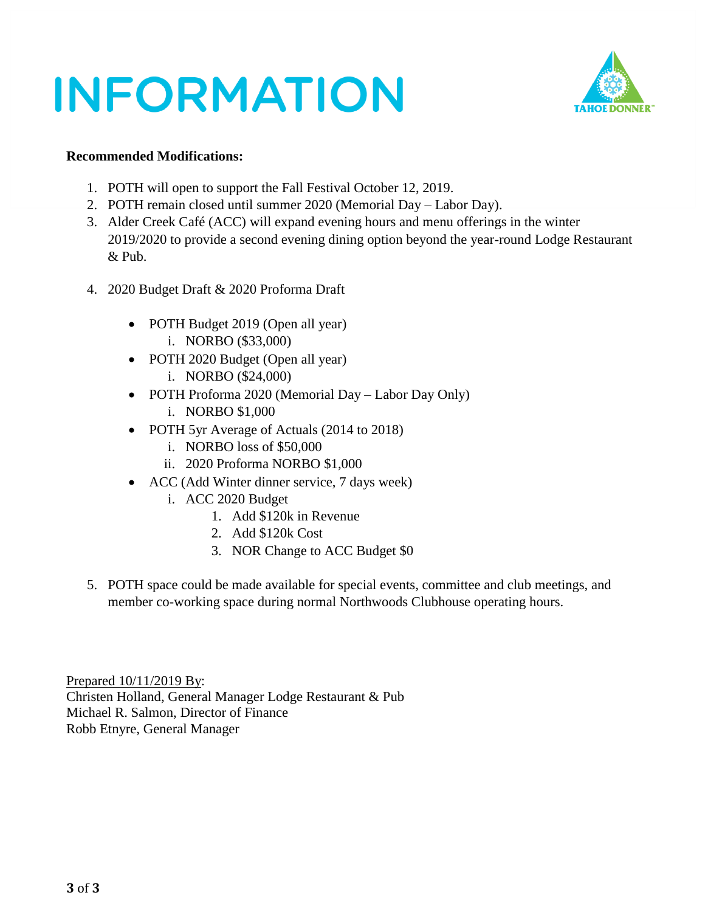# INFORMATION

TAHOE DONNER

**Recommended Modifications:**

1. POTH will open to support the Fall Festival October 12, 2019.
2. POTH remain closed until summer 2020 (Memorial Day – Labor Day).
3. Alder Creek Café (ACC) will expand evening hours and menu offerings in the winter 2019/2020 to provide a second evening dining option beyond the year-round Lodge Restaurant & Pub.

4. 2020 Budget Draft & 2020 Proforma Draft

   - POTH Budget 2019 (Open all year)
     i. NORBO ($33,000)
   - POTH 2020 Budget (Open all year)
     i. NORBO ($24,000)
   - POTH Proforma 2020 (Memorial Day – Labor Day Only)
     i. NORBO $1,000
   - POTH 5yr Average of Actuals (2014 to 2018)
     i. NORBO loss of $50,000
     ii. 2020 Proforma NORBO $1,000
   - ACC (Add Winter dinner service, 7 days week)
     i. ACC 2020 Budget
        1. Add $120k in Revenue
        2. Add $120k Cost
        3. NOR Change to ACC Budget $0

5. POTH space could be made available for special events, committee and club meetings, and member co-working space during normal Northwoods Clubhouse operating hours.

Prepared 10/11/2019 By:
Christen Holland, General Manager Lodge Restaurant & Pub
Michael R. Salmon, Director of Finance
Robb Etnyre, General Manager